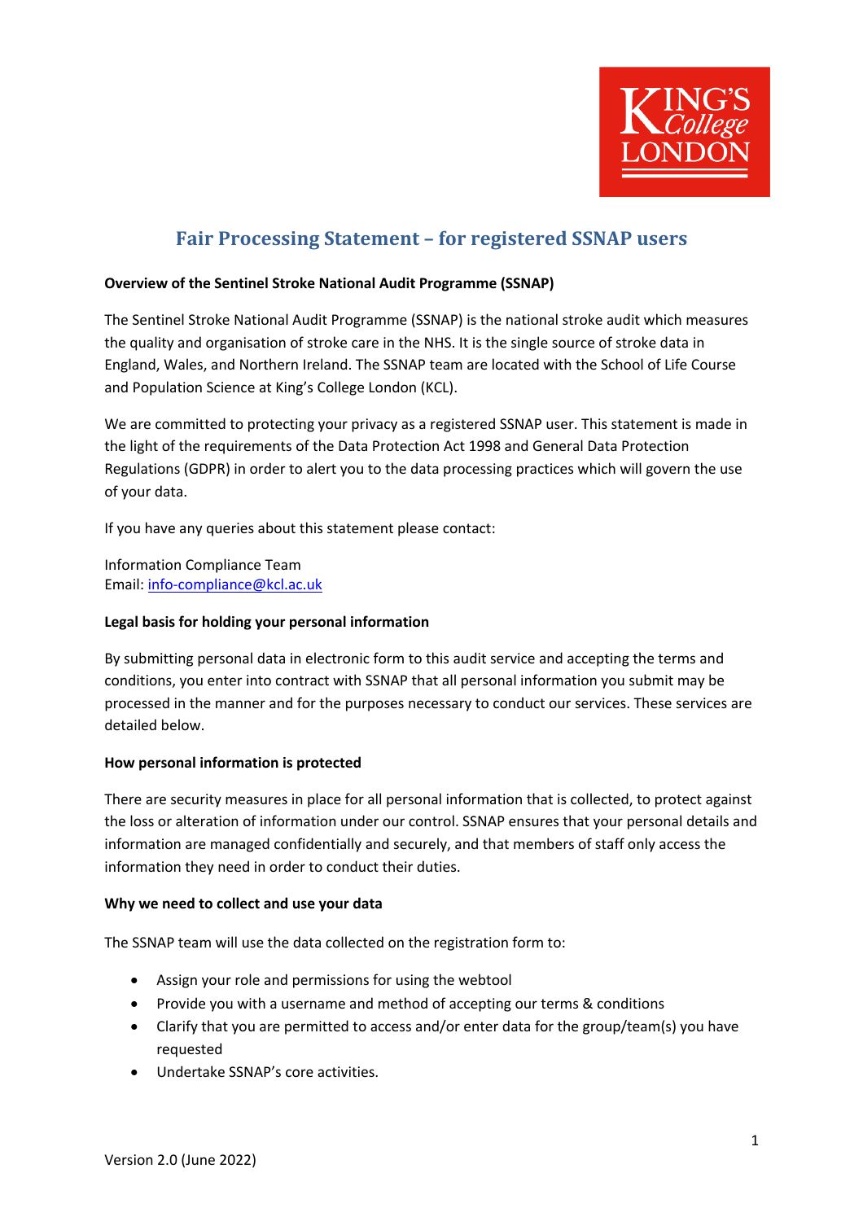# Fair Processing Statement – for registered SSNAP users

**Overview of the Sentinel Stroke National Audit Programme (SSNAP)**

The Sentinel Stroke National Audit Programme (SSNAP) is the national stroke audit which measures the quality and organisation of stroke care in the NHS. It is the single source of stroke data in England, Wales, and Northern Ireland. The SSNAP team are located with the School of Life Course and Population Science at King's College London (KCL).

We are committed to protecting your privacy as a registered SSNAP user. This statement is made in the light of the requirements of the Data Protection Act 1998 and General Data Protection Regulations (GDPR) in order to alert you to the data processing practices which will govern the use of your data.

If you have any queries about this statement please contact:

Information Compliance Team
Email: info-compliance@kcl.ac.uk

**Legal basis for holding your personal information**

By submitting personal data in electronic form to this audit service and accepting the terms and conditions, you enter into contract with SSNAP that all personal information you submit may be processed in the manner and for the purposes necessary to conduct our services. These services are detailed below.

**How personal information is protected**

There are security measures in place for all personal information that is collected, to protect against the loss or alteration of information under our control. SSNAP ensures that your personal details and information are managed confidentially and securely, and that members of staff only access the information they need in order to conduct their duties.

**Why we need to collect and use your data**

The SSNAP team will use the data collected on the registration form to:

- Assign your role and permissions for using the webtool
- Provide you with a username and method of accepting our terms & conditions
- Clarify that you are permitted to access and/or enter data for the group/team(s) you have requested
- Undertake SSNAP's core activities.

Version 2.0 (June 2022)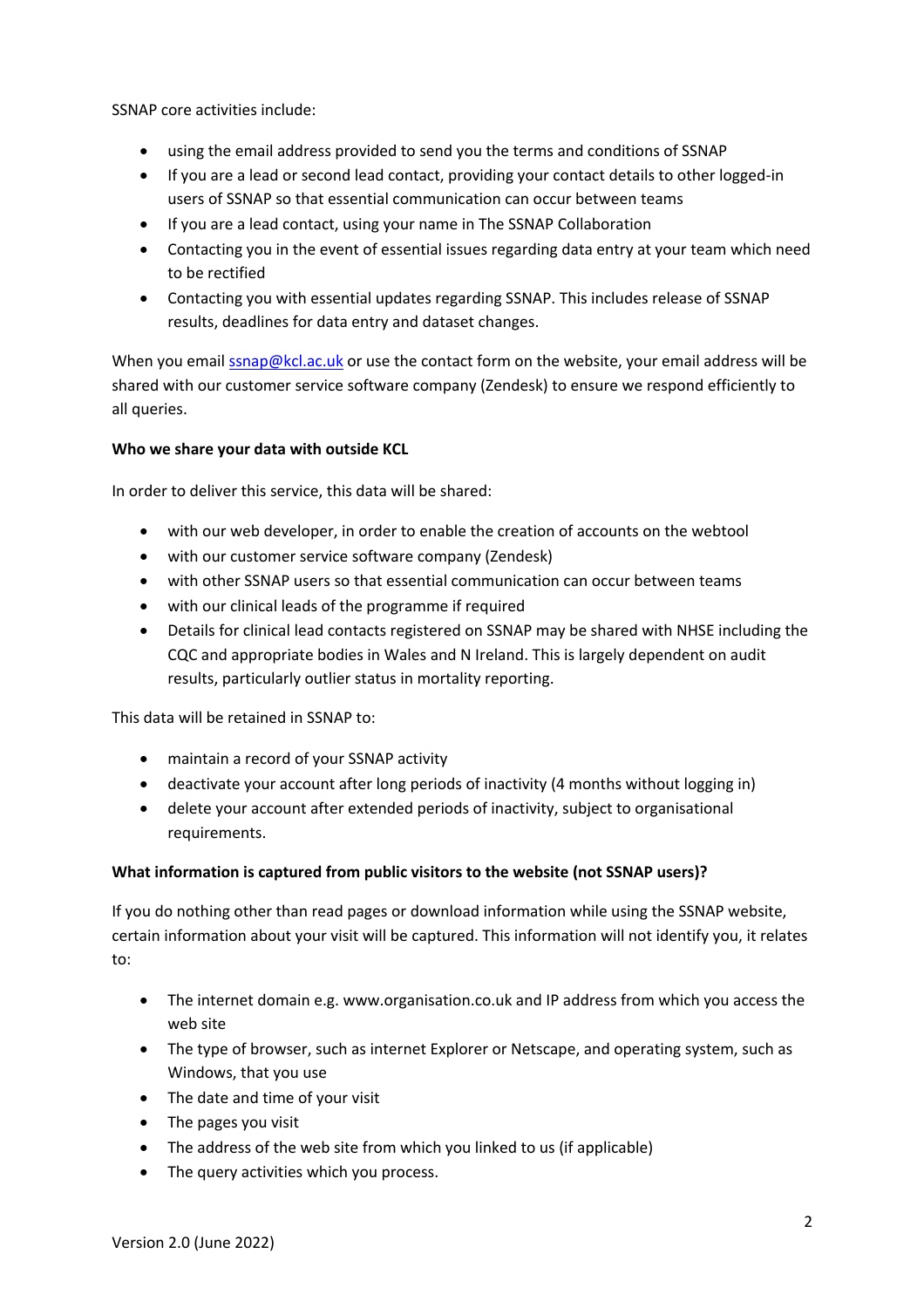SSNAP core activities include:

- using the email address provided to send you the terms and conditions of SSNAP
- If you are a lead or second lead contact, providing your contact details to other logged-in users of SSNAP so that essential communication can occur between teams
- If you are a lead contact, using your name in The SSNAP Collaboration
- Contacting you in the event of essential issues regarding data entry at your team which need to be rectified
- Contacting you with essential updates regarding SSNAP. This includes release of SSNAP results, deadlines for data entry and dataset changes.

When you email ssnap@kcl.ac.uk or use the contact form on the website, your email address will be shared with our customer service software company (Zendesk) to ensure we respond efficiently to all queries.

**Who we share your data with outside KCL**

In order to deliver this service, this data will be shared:

- with our web developer, in order to enable the creation of accounts on the webtool
- with our customer service software company (Zendesk)
- with other SSNAP users so that essential communication can occur between teams
- with our clinical leads of the programme if required
- Details for clinical lead contacts registered on SSNAP may be shared with NHSE including the CQC and appropriate bodies in Wales and N Ireland. This is largely dependent on audit results, particularly outlier status in mortality reporting.

This data will be retained in SSNAP to:

- maintain a record of your SSNAP activity
- deactivate your account after long periods of inactivity (4 months without logging in)
- delete your account after extended periods of inactivity, subject to organisational requirements.

**What information is captured from public visitors to the website (not SSNAP users)?**

If you do nothing other than read pages or download information while using the SSNAP website, certain information about your visit will be captured. This information will not identify you, it relates to:

- The internet domain e.g. www.organisation.co.uk and IP address from which you access the web site
- The type of browser, such as internet Explorer or Netscape, and operating system, such as Windows, that you use
- The date and time of your visit
- The pages you visit
- The address of the web site from which you linked to us (if applicable)
- The query activities which you process.

Version 2.0 (June 2022)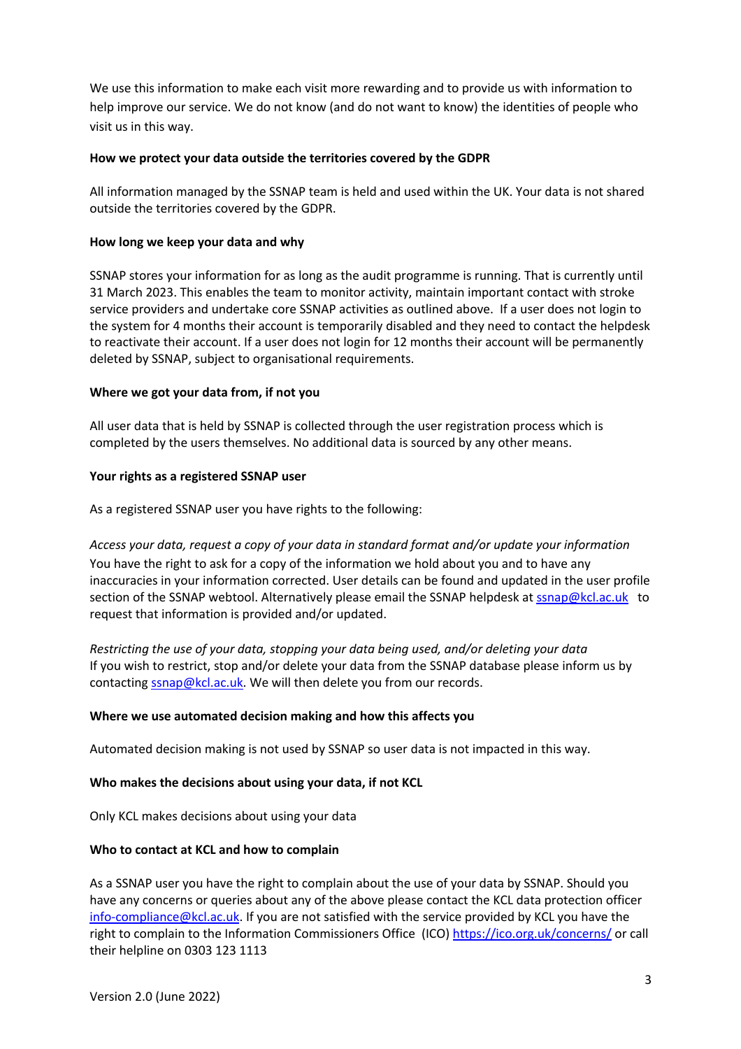We use this information to make each visit more rewarding and to provide us with information to help improve our service. We do not know (and do not want to know) the identities of people who visit us in this way.

**How we protect your data outside the territories covered by the GDPR**

All information managed by the SSNAP team is held and used within the UK. Your data is not shared outside the territories covered by the GDPR.

**How long we keep your data and why**

SSNAP stores your information for as long as the audit programme is running. That is currently until 31 March 2023. This enables the team to monitor activity, maintain important contact with stroke service providers and undertake core SSNAP activities as outlined above. If a user does not login to the system for 4 months their account is temporarily disabled and they need to contact the helpdesk to reactivate their account. If a user does not login for 12 months their account will be permanently deleted by SSNAP, subject to organisational requirements.

**Where we got your data from, if not you**

All user data that is held by SSNAP is collected through the user registration process which is completed by the users themselves. No additional data is sourced by any other means.

**Your rights as a registered SSNAP user**

As a registered SSNAP user you have rights to the following:

*Access your data, request a copy of your data in standard format and/or update your information*
You have the right to ask for a copy of the information we hold about you and to have any inaccuracies in your information corrected. User details can be found and updated in the user profile section of the SSNAP webtool. Alternatively please email the SSNAP helpdesk at [ssnap@kcl.ac.uk](mailto:ssnap@kcl.ac.uk) to request that information is provided and/or updated.

*Restricting the use of your data, stopping your data being used, and/or deleting your data*
If you wish to restrict, stop and/or delete your data from the SSNAP database please inform us by contacting [ssnap@kcl.ac.uk](mailto:ssnap@kcl.ac.uk). We will then delete you from our records.

**Where we use automated decision making and how this affects you**

Automated decision making is not used by SSNAP so user data is not impacted in this way.

**Who makes the decisions about using your data, if not KCL**

Only KCL makes decisions about using your data

**Who to contact at KCL and how to complain**

As a SSNAP user you have the right to complain about the use of your data by SSNAP. Should you have any concerns or queries about any of the above please contact the KCL data protection officer [info-compliance@kcl.ac.uk](mailto:info-compliance@kcl.ac.uk). If you are not satisfied with the service provided by KCL you have the right to complain to the Information Commissioners Office (ICO) [https://ico.org.uk/concerns/](https://ico.org.uk/concerns/) or call their helpline on 0303 123 1113

Version 2.0 (June 2022)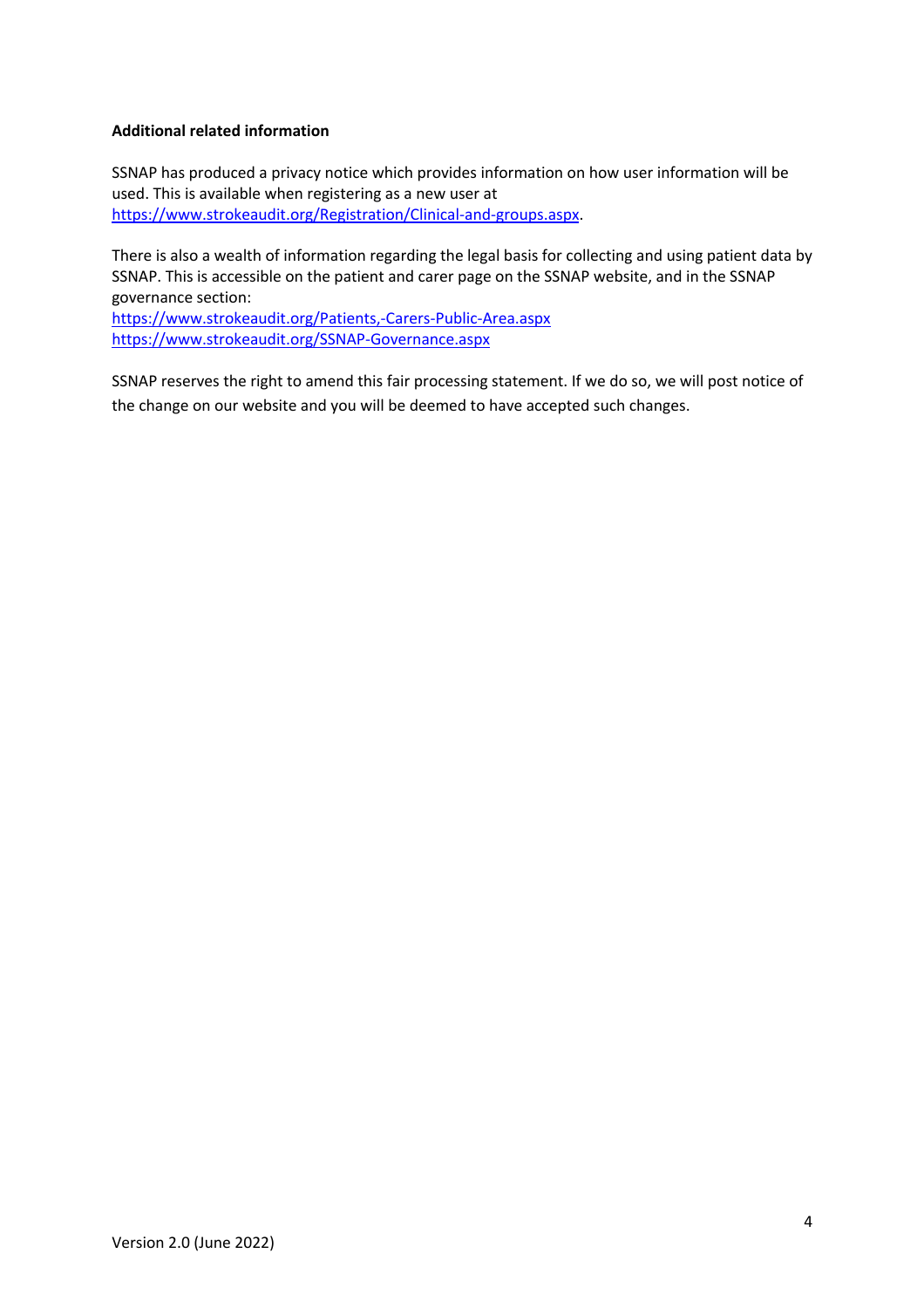**Additional related information**

SSNAP has produced a privacy notice which provides information on how user information will be used. This is available when registering as a new user at https://www.strokeaudit.org/Registration/Clinical-and-groups.aspx.

There is also a wealth of information regarding the legal basis for collecting and using patient data by SSNAP. This is accessible on the patient and carer page on the SSNAP website, and in the SSNAP governance section:
https://www.strokeaudit.org/Patients,-Carers-Public-Area.aspx
https://www.strokeaudit.org/SSNAP-Governance.aspx

SSNAP reserves the right to amend this fair processing statement. If we do so, we will post notice of the change on our website and you will be deemed to have accepted such changes.

Version 2.0 (June 2022)